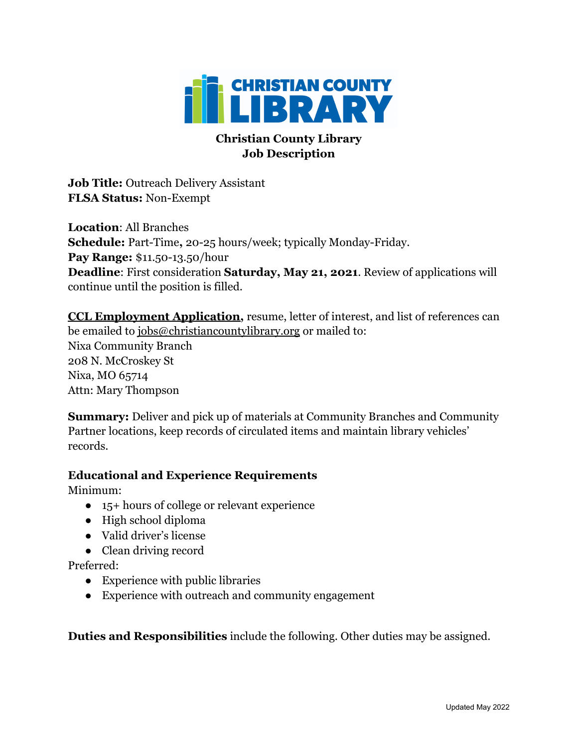# Christian County Library Job Description

**Job Title:** Outreach Delivery Assistant
**FLSA Status:** Non-Exempt

**Location**: All Branches
**Schedule:** Part-Time**,** 20-25 hours/week; typically Monday-Friday.
**Pay Range:** $11.50-13.50/hour
**Deadline**: First consideration **Saturday, May 21, 2021**. Review of applications will continue until the position is filled.

**CCL Employment Application,** resume, letter of interest, and list of references can be emailed to jobs@christiancountylibrary.org or mailed to:
Nixa Community Branch
208 N. McCroskey St
Nixa, MO 65714
Attn: Mary Thompson

**Summary:** Deliver and pick up of materials at Community Branches and Community Partner locations, keep records of circulated items and maintain library vehicles' records.

### Educational and Experience Requirements

Minimum:

- 15+ hours of college or relevant experience
- High school diploma
- Valid driver's license
- Clean driving record

Preferred:

- Experience with public libraries
- Experience with outreach and community engagement

**Duties and Responsibilities** include the following. Other duties may be assigned.

Updated May 2022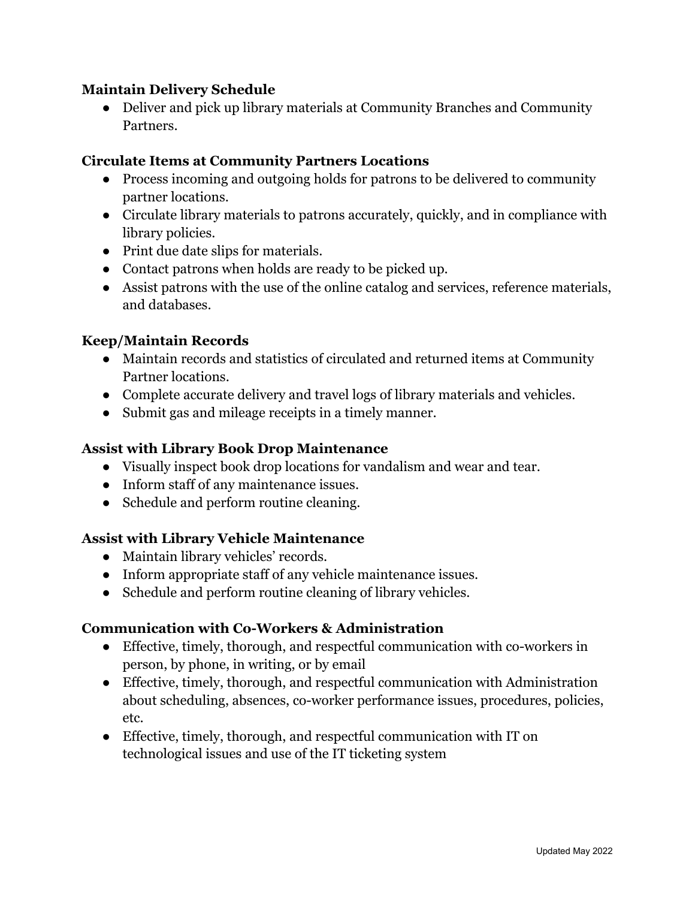**Maintain Delivery Schedule**

- Deliver and pick up library materials at Community Branches and Community Partners.

**Circulate Items at Community Partners Locations**

- Process incoming and outgoing holds for patrons to be delivered to community partner locations.
- Circulate library materials to patrons accurately, quickly, and in compliance with library policies.
- Print due date slips for materials.
- Contact patrons when holds are ready to be picked up.
- Assist patrons with the use of the online catalog and services, reference materials, and databases.

**Keep/Maintain Records**

- Maintain records and statistics of circulated and returned items at Community Partner locations.
- Complete accurate delivery and travel logs of library materials and vehicles.
- Submit gas and mileage receipts in a timely manner.

**Assist with Library Book Drop Maintenance**

- Visually inspect book drop locations for vandalism and wear and tear.
- Inform staff of any maintenance issues.
- Schedule and perform routine cleaning.

**Assist with Library Vehicle Maintenance**

- Maintain library vehicles' records.
- Inform appropriate staff of any vehicle maintenance issues.
- Schedule and perform routine cleaning of library vehicles.

**Communication with Co-Workers & Administration**

- Effective, timely, thorough, and respectful communication with co-workers in person, by phone, in writing, or by email
- Effective, timely, thorough, and respectful communication with Administration about scheduling, absences, co-worker performance issues, procedures, policies, etc.
- Effective, timely, thorough, and respectful communication with IT on technological issues and use of the IT ticketing system

Updated May 2022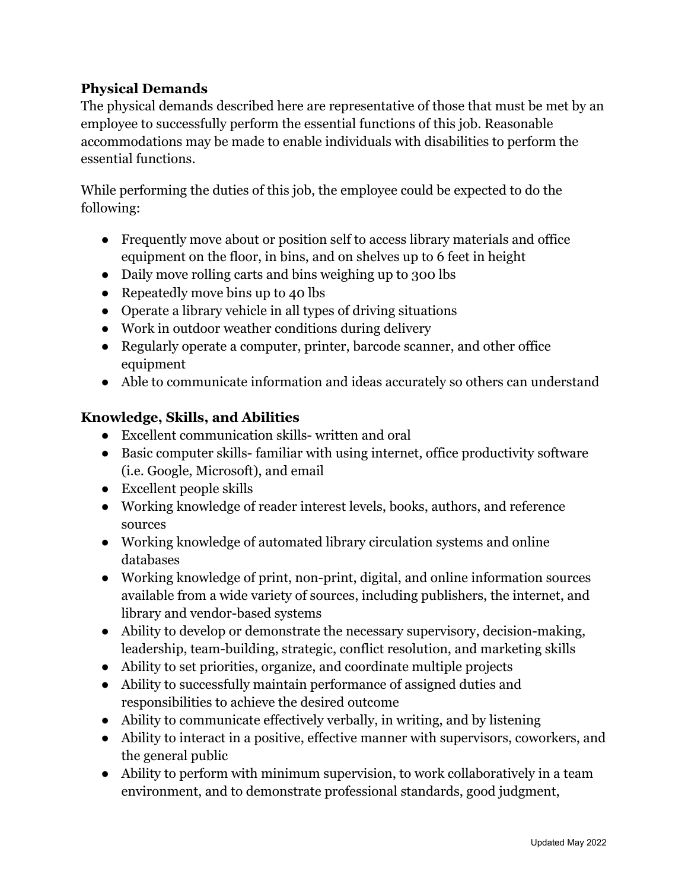## Physical Demands

The physical demands described here are representative of those that must be met by an employee to successfully perform the essential functions of this job. Reasonable accommodations may be made to enable individuals with disabilities to perform the essential functions.

While performing the duties of this job, the employee could be expected to do the following:

- Frequently move about or position self to access library materials and office equipment on the floor, in bins, and on shelves up to 6 feet in height
- Daily move rolling carts and bins weighing up to 300 lbs
- Repeatedly move bins up to 40 lbs
- Operate a library vehicle in all types of driving situations
- Work in outdoor weather conditions during delivery
- Regularly operate a computer, printer, barcode scanner, and other office equipment
- Able to communicate information and ideas accurately so others can understand

## Knowledge, Skills, and Abilities

- Excellent communication skills- written and oral
- Basic computer skills- familiar with using internet, office productivity software (i.e. Google, Microsoft), and email
- Excellent people skills
- Working knowledge of reader interest levels, books, authors, and reference sources
- Working knowledge of automated library circulation systems and online databases
- Working knowledge of print, non-print, digital, and online information sources available from a wide variety of sources, including publishers, the internet, and library and vendor-based systems
- Ability to develop or demonstrate the necessary supervisory, decision-making, leadership, team-building, strategic, conflict resolution, and marketing skills
- Ability to set priorities, organize, and coordinate multiple projects
- Ability to successfully maintain performance of assigned duties and responsibilities to achieve the desired outcome
- Ability to communicate effectively verbally, in writing, and by listening
- Ability to interact in a positive, effective manner with supervisors, coworkers, and the general public
- Ability to perform with minimum supervision, to work collaboratively in a team environment, and to demonstrate professional standards, good judgment,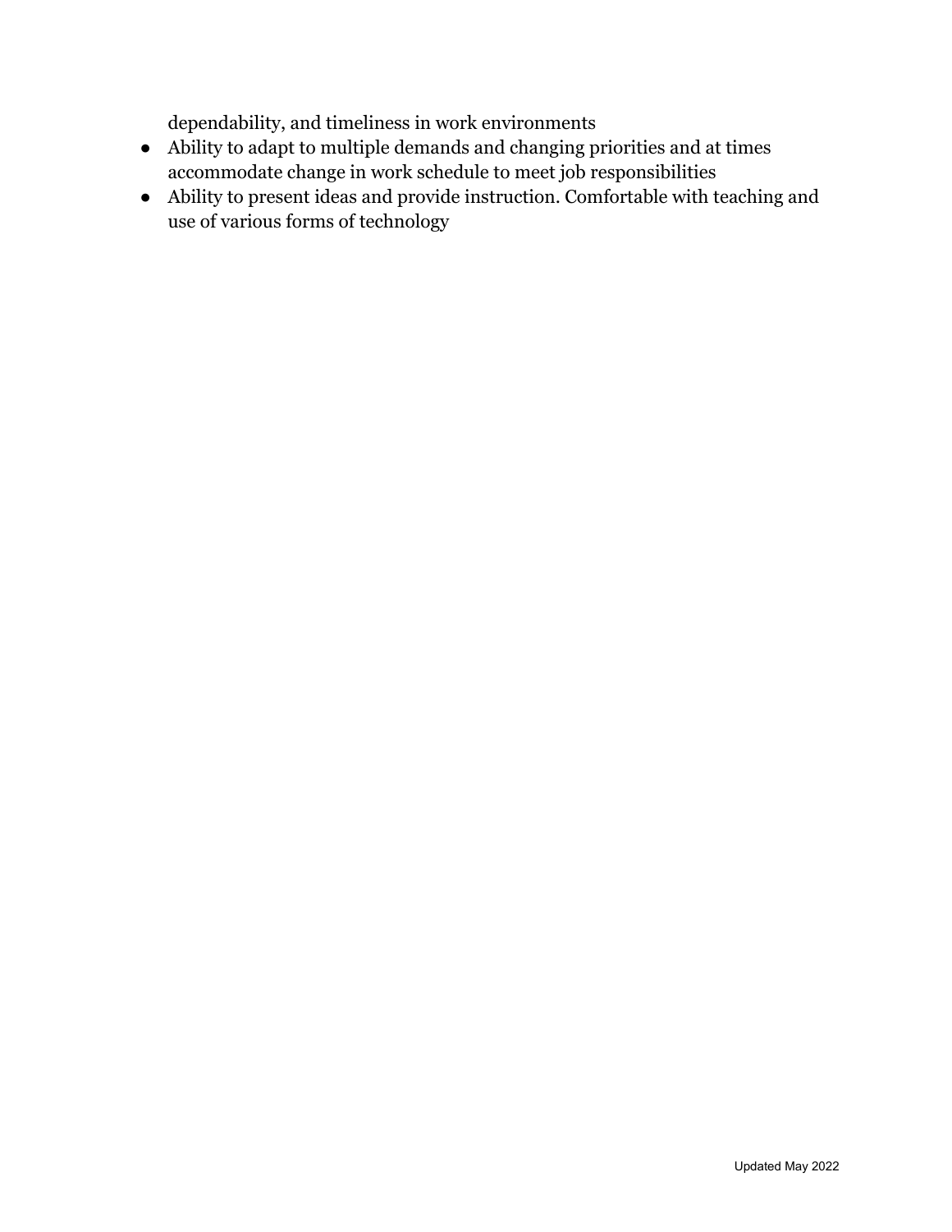dependability, and timeliness in work environments

- Ability to adapt to multiple demands and changing priorities and at times accommodate change in work schedule to meet job responsibilities
- Ability to present ideas and provide instruction. Comfortable with teaching and use of various forms of technology

Updated May 2022